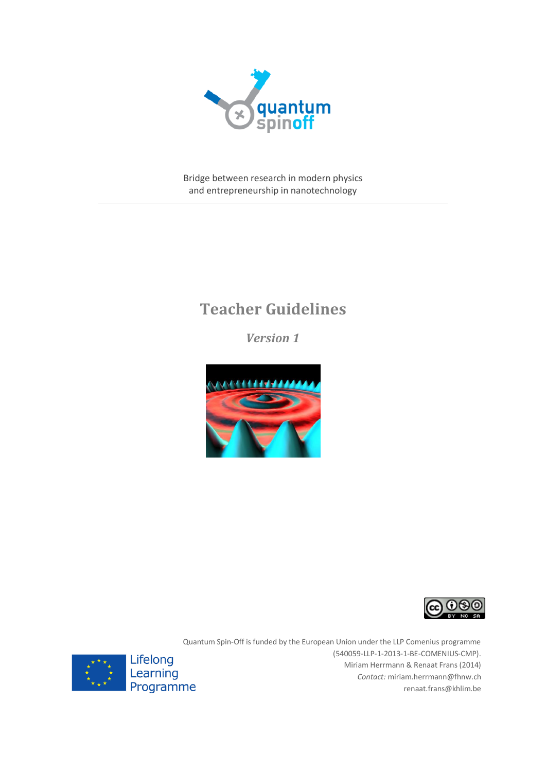quantum spinoff

Bridge between research in modern physics
and entrepreneurship in nanotechnology

# Teacher Guidelines

## *Version 1*

Quantum Spin-Off is funded by the European Union under the LLP Comenius programme (540059-LLP-1-2013-1-BE-COMENIUS-CMP).

Miriam Herrmann & Renaat Frans (2014)

*Contact:* miriam.herrmann@fhnw.ch
renaat.frans@khlim.be

Lifelong Learning Programme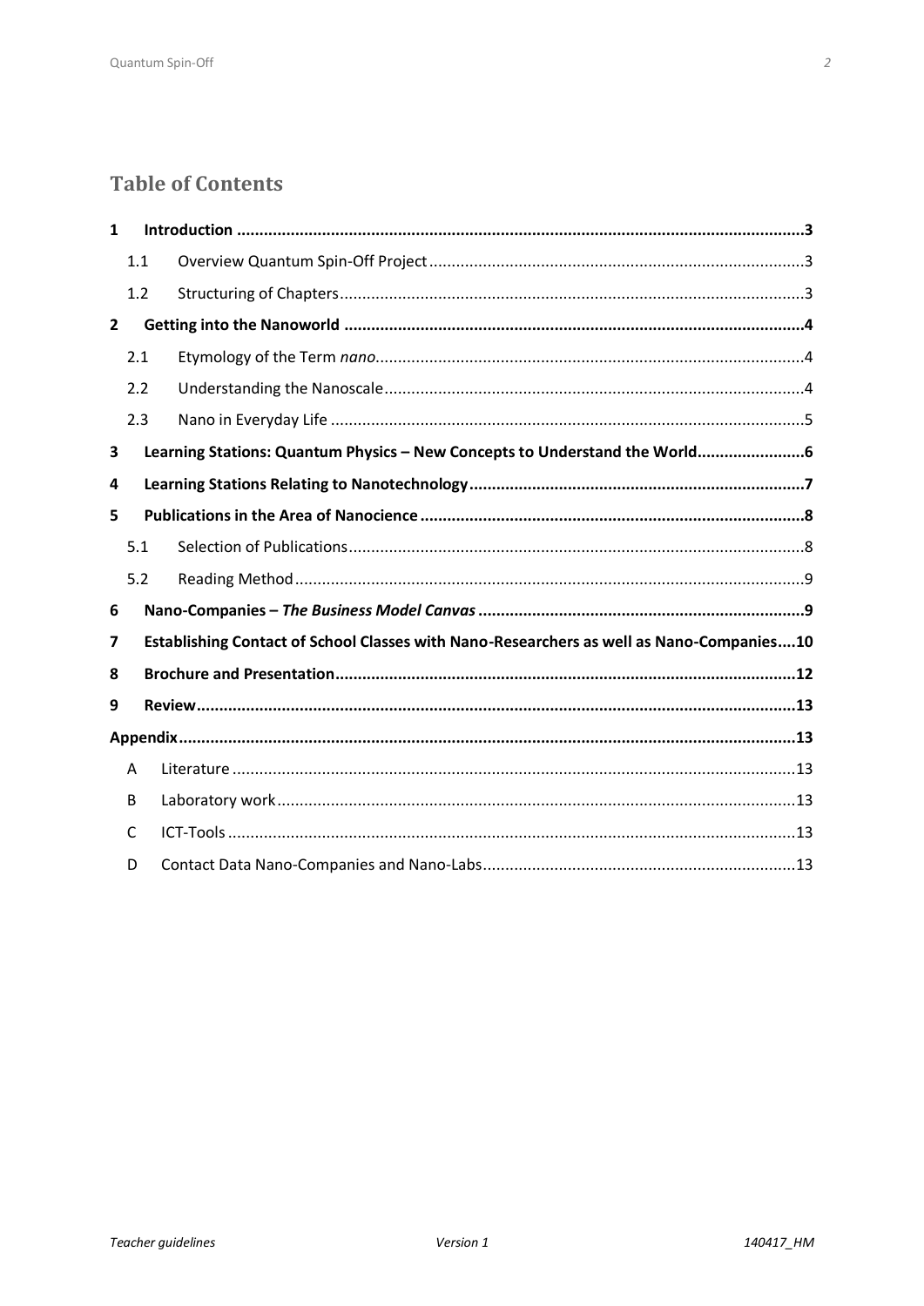## Table of Contents

| | | |
|---|---|---|
| **1** | **Introduction** | **3** |
| 1.1 | Overview Quantum Spin-Off Project | 3 |
| 1.2 | Structuring of Chapters | 3 |
| **2** | **Getting into the Nanoworld** | **4** |
| 2.1 | Etymology of the Term *nano* | 4 |
| 2.2 | Understanding the Nanoscale | 4 |
| 2.3 | Nano in Everyday Life | 5 |
| **3** | **Learning Stations: Quantum Physics – New Concepts to Understand the World** | **6** |
| **4** | **Learning Stations Relating to Nanotechnology** | **7** |
| **5** | **Publications in the Area of Nanocience** | **8** |
| 5.1 | Selection of Publications | 8 |
| 5.2 | Reading Method | 9 |
| **6** | **Nano-Companies – *The Business Model Canvas*** | **9** |
| **7** | **Establishing Contact of School Classes with Nano-Researchers as well as Nano-Companies** | **10** |
| **8** | **Brochure and Presentation** | **12** |
| **9** | **Review** | **13** |
| | **Appendix** | **13** |
| A | Literature | 13 |
| B | Laboratory work | 13 |
| C | ICT-Tools | 13 |
| D | Contact Data Nano-Companies and Nano-Labs | 13 |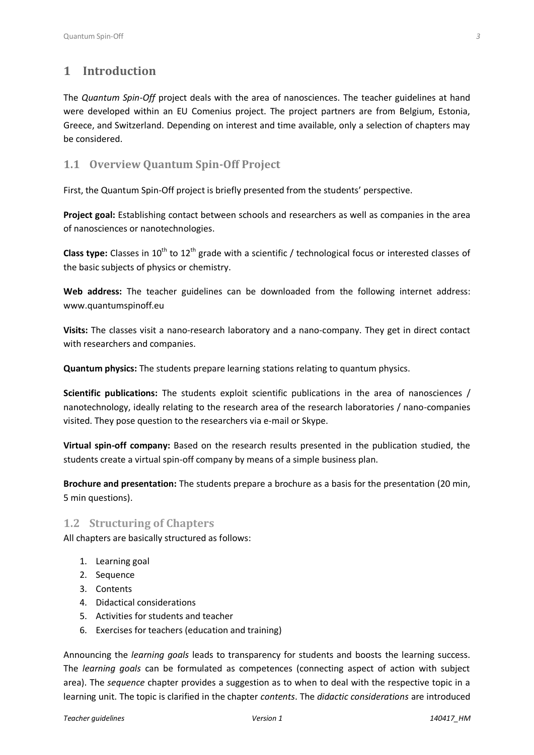# 1 Introduction

The *Quantum Spin-Off* project deals with the area of nanosciences. The teacher guidelines at hand were developed within an EU Comenius project. The project partners are from Belgium, Estonia, Greece, and Switzerland. Depending on interest and time available, only a selection of chapters may be considered.

## 1.1 Overview Quantum Spin-Off Project

First, the Quantum Spin-Off project is briefly presented from the students' perspective.

**Project goal:** Establishing contact between schools and researchers as well as companies in the area of nanosciences or nanotechnologies.

**Class type:** Classes in 10th to 12th grade with a scientific / technological focus or interested classes of the basic subjects of physics or chemistry.

**Web address:** The teacher guidelines can be downloaded from the following internet address: www.quantumspinoff.eu

**Visits:** The classes visit a nano-research laboratory and a nano-company. They get in direct contact with researchers and companies.

**Quantum physics:** The students prepare learning stations relating to quantum physics.

**Scientific publications:** The students exploit scientific publications in the area of nanosciences / nanotechnology, ideally relating to the research area of the research laboratories / nano-companies visited. They pose question to the researchers via e-mail or Skype.

**Virtual spin-off company:** Based on the research results presented in the publication studied, the students create a virtual spin-off company by means of a simple business plan.

**Brochure and presentation:** The students prepare a brochure as a basis for the presentation (20 min, 5 min questions).

## 1.2 Structuring of Chapters

All chapters are basically structured as follows:

1. Learning goal
2. Sequence
3. Contents
4. Didactical considerations
5. Activities for students and teacher
6. Exercises for teachers (education and training)

Announcing the *learning goals* leads to transparency for students and boosts the learning success. The *learning goals* can be formulated as competences (connecting aspect of action with subject area). The *sequence* chapter provides a suggestion as to when to deal with the respective topic in a learning unit. The topic is clarified in the chapter *contents*. The *didactic considerations* are introduced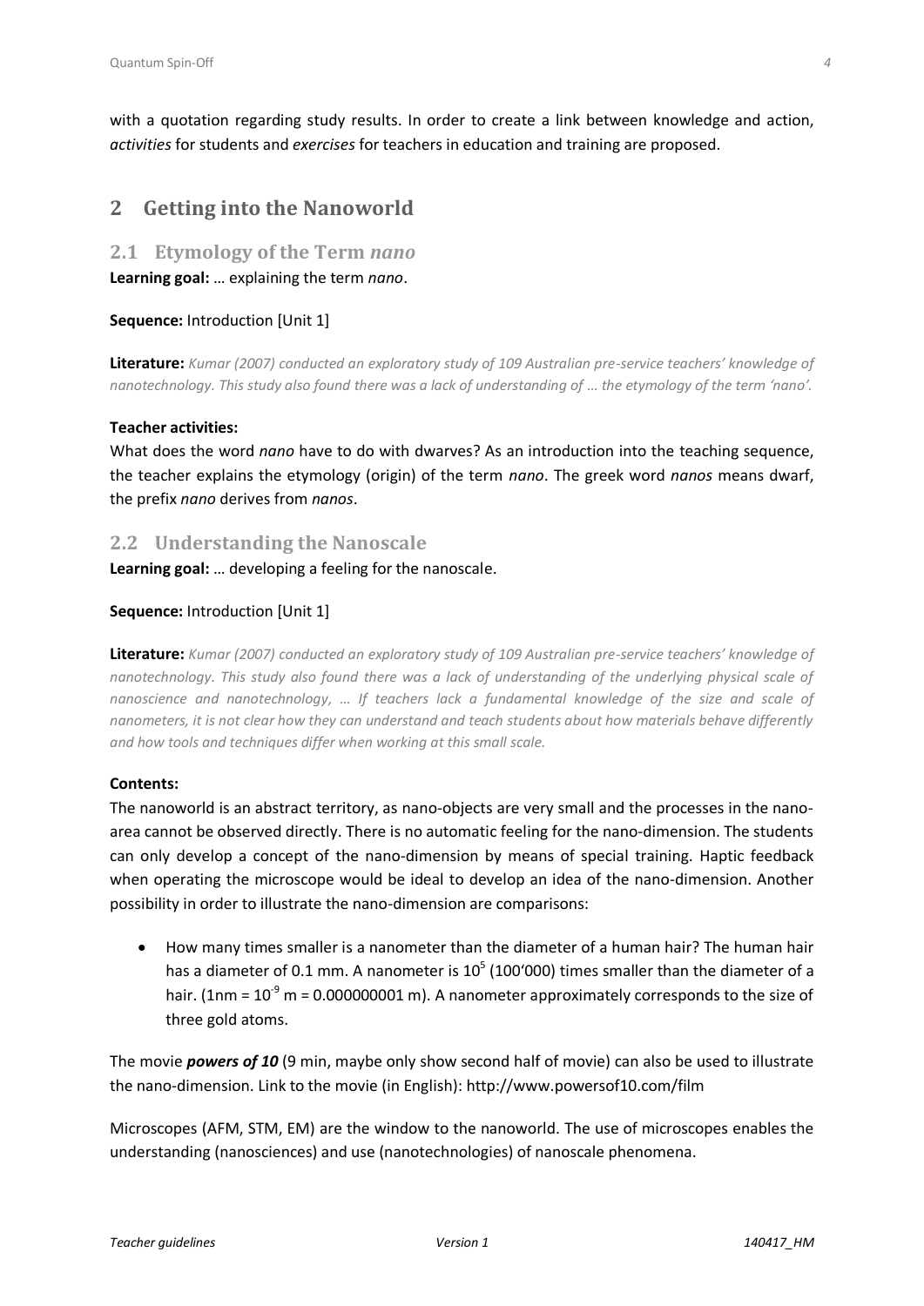with a quotation regarding study results. In order to create a link between knowledge and action, *activities* for students and *exercises* for teachers in education and training are proposed.

# 2 Getting into the Nanoworld

## 2.1 Etymology of the Term *nano*

**Learning goal:** … explaining the term *nano*.

**Sequence:** Introduction [Unit 1]

**Literature:** *Kumar (2007) conducted an exploratory study of 109 Australian pre-service teachers' knowledge of nanotechnology. This study also found there was a lack of understanding of … the etymology of the term 'nano'.*

**Teacher activities:**

What does the word *nano* have to do with dwarves? As an introduction into the teaching sequence, the teacher explains the etymology (origin) of the term *nano*. The greek word *nanos* means dwarf, the prefix *nano* derives from *nanos*.

## 2.2 Understanding the Nanoscale

**Learning goal:** … developing a feeling for the nanoscale.

**Sequence:** Introduction [Unit 1]

**Literature:** *Kumar (2007) conducted an exploratory study of 109 Australian pre-service teachers' knowledge of nanotechnology. This study also found there was a lack of understanding of the underlying physical scale of nanoscience and nanotechnology, … If teachers lack a fundamental knowledge of the size and scale of nanometers, it is not clear how they can understand and teach students about how materials behave differently and how tools and techniques differ when working at this small scale.*

**Contents:**

The nanoworld is an abstract territory, as nano-objects are very small and the processes in the nano-area cannot be observed directly. There is no automatic feeling for the nano-dimension. The students can only develop a concept of the nano-dimension by means of special training. Haptic feedback when operating the microscope would be ideal to develop an idea of the nano-dimension. Another possibility in order to illustrate the nano-dimension are comparisons:

- How many times smaller is a nanometer than the diameter of a human hair? The human hair has a diameter of 0.1 mm. A nanometer is $10^5$ (100'000) times smaller than the diameter of a hair. (1nm = $10^{-9}$ m = 0.000000001 m). A nanometer approximately corresponds to the size of three gold atoms.

The movie ***powers of 10*** (9 min, maybe only show second half of movie) can also be used to illustrate the nano-dimension. Link to the movie (in English): http://www.powersof10.com/film

Microscopes (AFM, STM, EM) are the window to the nanoworld. The use of microscopes enables the understanding (nanosciences) and use (nanotechnologies) of nanoscale phenomena.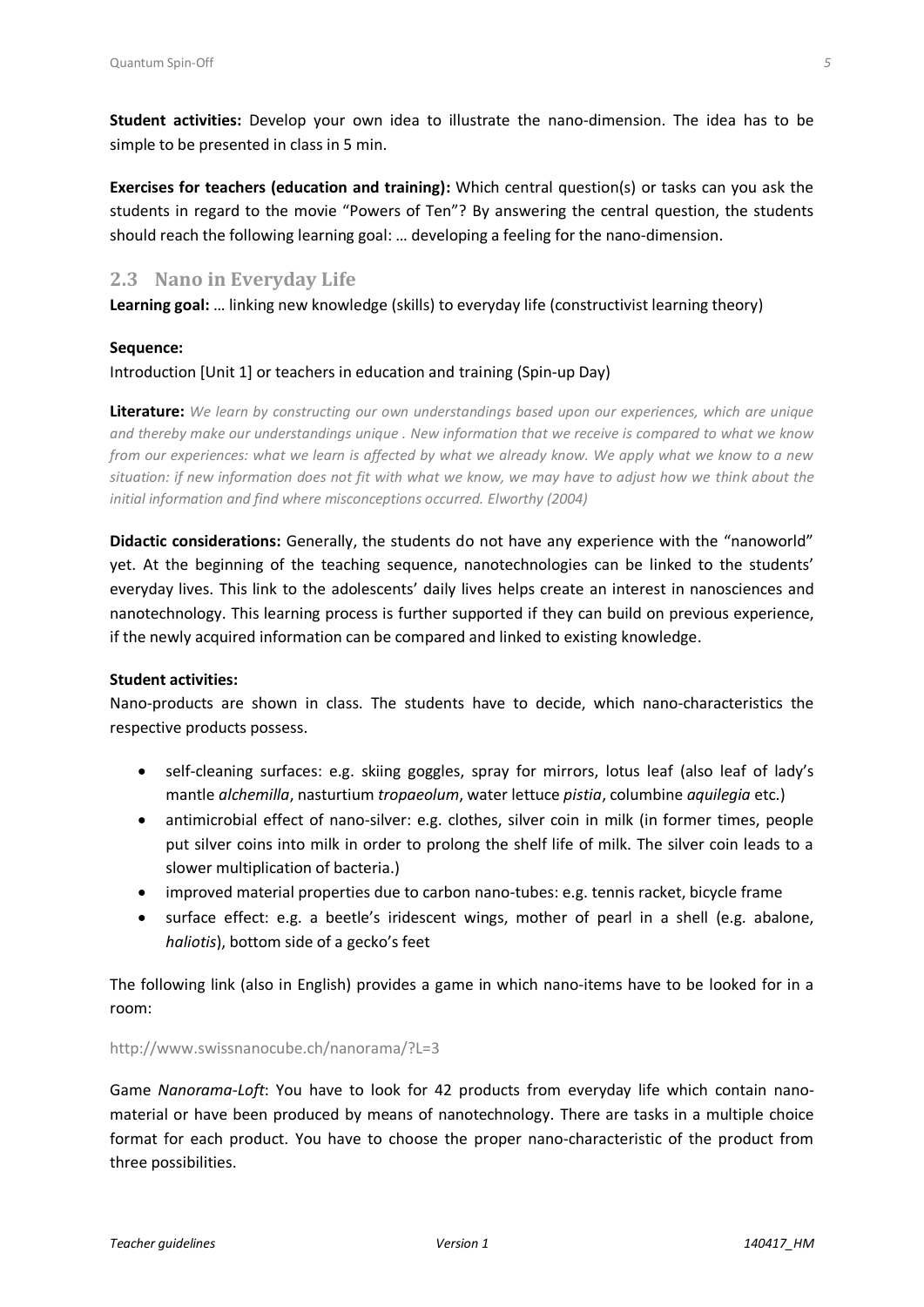**Student activities:** Develop your own idea to illustrate the nano-dimension. The idea has to be simple to be presented in class in 5 min.

**Exercises for teachers (education and training):** Which central question(s) or tasks can you ask the students in regard to the movie "Powers of Ten"? By answering the central question, the students should reach the following learning goal: … developing a feeling for the nano-dimension.

## 2.3 Nano in Everyday Life

**Learning goal:** … linking new knowledge (skills) to everyday life (constructivist learning theory)

**Sequence:**

Introduction [Unit 1] or teachers in education and training (Spin-up Day)

**Literature:** *We learn by constructing our own understandings based upon our experiences, which are unique and thereby make our understandings unique . New information that we receive is compared to what we know from our experiences: what we learn is affected by what we already know. We apply what we know to a new situation: if new information does not fit with what we know, we may have to adjust how we think about the initial information and find where misconceptions occurred. Elworthy (2004)*

**Didactic considerations:** Generally, the students do not have any experience with the "nanoworld" yet. At the beginning of the teaching sequence, nanotechnologies can be linked to the students' everyday lives. This link to the adolescents' daily lives helps create an interest in nanosciences and nanotechnology. This learning process is further supported if they can build on previous experience, if the newly acquired information can be compared and linked to existing knowledge.

**Student activities:**

Nano-products are shown in class. The students have to decide, which nano-characteristics the respective products possess.

- self-cleaning surfaces: e.g. skiing goggles, spray for mirrors, lotus leaf (also leaf of lady's mantle *alchemilla*, nasturtium *tropaeolum*, water lettuce *pistia*, columbine *aquilegia* etc.)
- antimicrobial effect of nano-silver: e.g. clothes, silver coin in milk (in former times, people put silver coins into milk in order to prolong the shelf life of milk. The silver coin leads to a slower multiplication of bacteria.)
- improved material properties due to carbon nano-tubes: e.g. tennis racket, bicycle frame
- surface effect: e.g. a beetle's iridescent wings, mother of pearl in a shell (e.g. abalone, *haliotis*), bottom side of a gecko's feet

The following link (also in English) provides a game in which nano-items have to be looked for in a room:

http://www.swissnanocube.ch/nanorama/?L=3

Game *Nanorama-Loft*: You have to look for 42 products from everyday life which contain nano-material or have been produced by means of nanotechnology. There are tasks in a multiple choice format for each product. You have to choose the proper nano-characteristic of the product from three possibilities.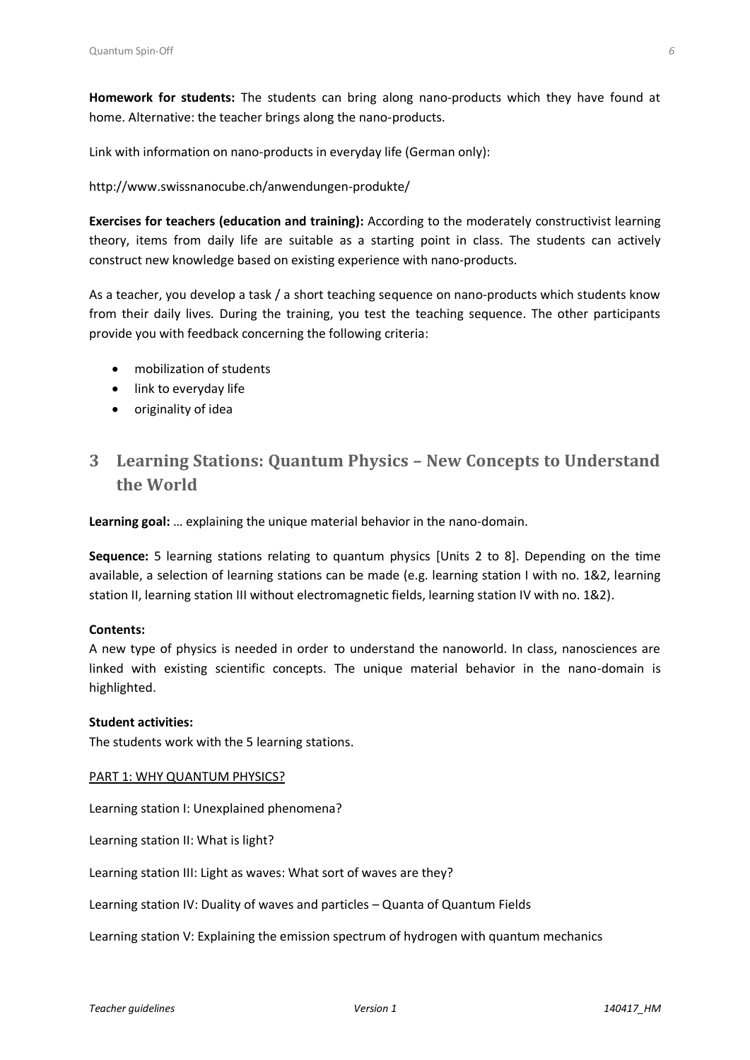**Homework for students:** The students can bring along nano-products which they have found at home. Alternative: the teacher brings along the nano-products.

Link with information on nano-products in everyday life (German only):

http://www.swissnanocube.ch/anwendungen-produkte/

**Exercises for teachers (education and training):** According to the moderately constructivist learning theory, items from daily life are suitable as a starting point in class. The students can actively construct new knowledge based on existing experience with nano-products.

As a teacher, you develop a task / a short teaching sequence on nano-products which students know from their daily lives. During the training, you test the teaching sequence. The other participants provide you with feedback concerning the following criteria:

- mobilization of students
- link to everyday life
- originality of idea

# 3 Learning Stations: Quantum Physics – New Concepts to Understand the World

**Learning goal:** … explaining the unique material behavior in the nano-domain.

**Sequence:** 5 learning stations relating to quantum physics [Units 2 to 8]. Depending on the time available, a selection of learning stations can be made (e.g. learning station I with no. 1&2, learning station II, learning station III without electromagnetic fields, learning station IV with no. 1&2).

**Contents:**
A new type of physics is needed in order to understand the nanoworld. In class, nanosciences are linked with existing scientific concepts. The unique material behavior in the nano-domain is highlighted.

**Student activities:**
The students work with the 5 learning stations.

PART 1: WHY QUANTUM PHYSICS?

Learning station I: Unexplained phenomena?

Learning station II: What is light?

Learning station III: Light as waves: What sort of waves are they?

Learning station IV: Duality of waves and particles – Quanta of Quantum Fields

Learning station V: Explaining the emission spectrum of hydrogen with quantum mechanics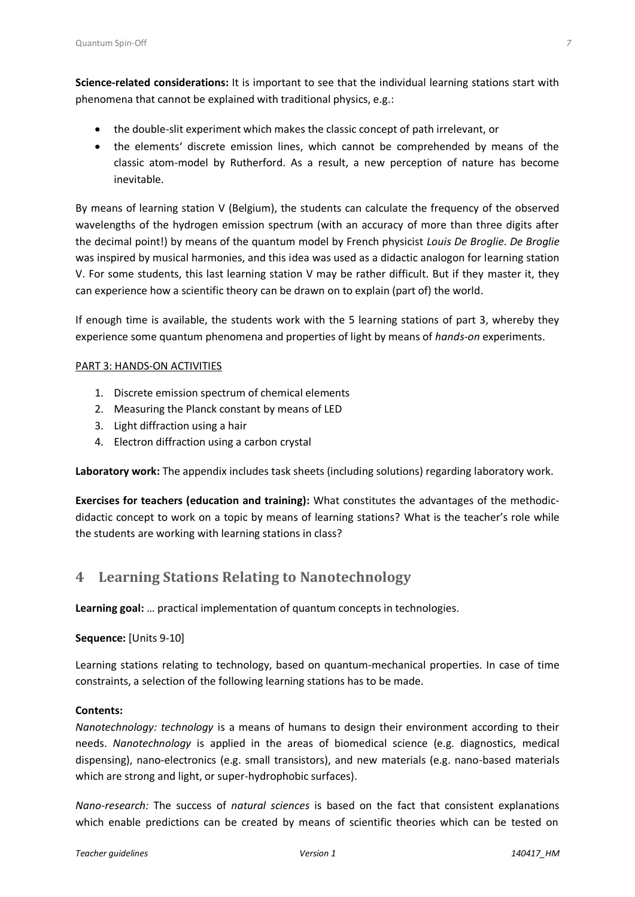**Science-related considerations:** It is important to see that the individual learning stations start with phenomena that cannot be explained with traditional physics, e.g.:

- the double-slit experiment which makes the classic concept of path irrelevant, or
- the elements' discrete emission lines, which cannot be comprehended by means of the classic atom-model by Rutherford. As a result, a new perception of nature has become inevitable.

By means of learning station V (Belgium), the students can calculate the frequency of the observed wavelengths of the hydrogen emission spectrum (with an accuracy of more than three digits after the decimal point!) by means of the quantum model by French physicist *Louis De Broglie*. *De Broglie* was inspired by musical harmonies, and this idea was used as a didactic analogon for learning station V. For some students, this last learning station V may be rather difficult. But if they master it, they can experience how a scientific theory can be drawn on to explain (part of) the world.

If enough time is available, the students work with the 5 learning stations of part 3, whereby they experience some quantum phenomena and properties of light by means of *hands-on* experiments.

PART 3: HANDS-ON ACTIVITIES

1. Discrete emission spectrum of chemical elements
2. Measuring the Planck constant by means of LED
3. Light diffraction using a hair
4. Electron diffraction using a carbon crystal

**Laboratory work:** The appendix includes task sheets (including solutions) regarding laboratory work.

**Exercises for teachers (education and training):** What constitutes the advantages of the methodic-didactic concept to work on a topic by means of learning stations? What is the teacher's role while the students are working with learning stations in class?

# 4 Learning Stations Relating to Nanotechnology

**Learning goal:** … practical implementation of quantum concepts in technologies.

**Sequence:** [Units 9-10]

Learning stations relating to technology, based on quantum-mechanical properties. In case of time constraints, a selection of the following learning stations has to be made.

**Contents:**
*Nanotechnology: technology* is a means of humans to design their environment according to their needs. *Nanotechnology* is applied in the areas of biomedical science (e.g. diagnostics, medical dispensing), nano-electronics (e.g. small transistors), and new materials (e.g. nano-based materials which are strong and light, or super-hydrophobic surfaces).

*Nano-research:* The success of *natural sciences* is based on the fact that consistent explanations which enable predictions can be created by means of scientific theories which can be tested on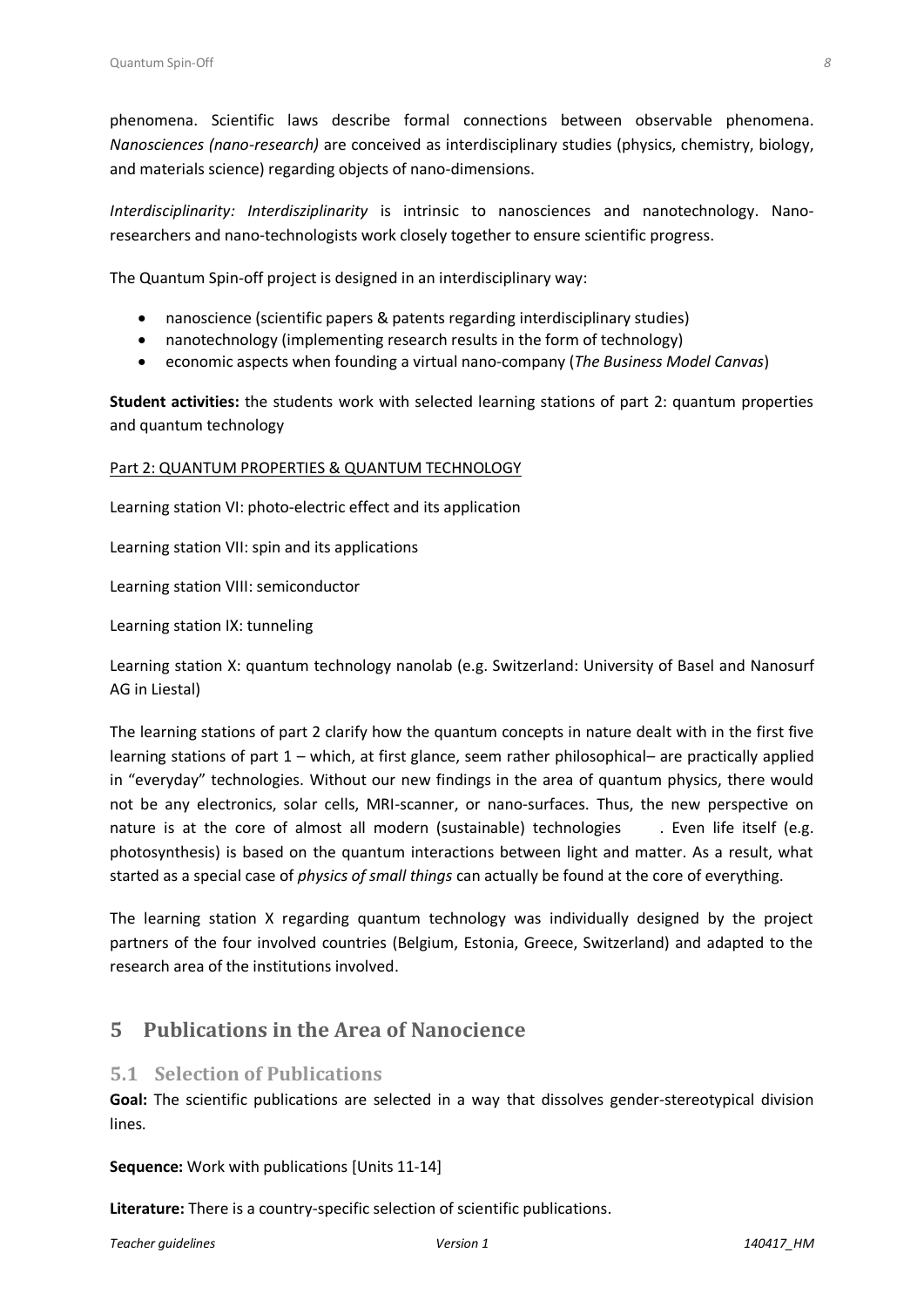phenomena. Scientific laws describe formal connections between observable phenomena. *Nanosciences (nano-research)* are conceived as interdisciplinary studies (physics, chemistry, biology, and materials science) regarding objects of nano-dimensions.

*Interdisciplinarity: Interdisziplinarity* is intrinsic to nanosciences and nanotechnology. Nano-researchers and nano-technologists work closely together to ensure scientific progress.

The Quantum Spin-off project is designed in an interdisciplinary way:

- nanoscience (scientific papers & patents regarding interdisciplinary studies)
- nanotechnology (implementing research results in the form of technology)
- economic aspects when founding a virtual nano-company (*The Business Model Canvas*)

**Student activities:** the students work with selected learning stations of part 2: quantum properties and quantum technology

Part 2: QUANTUM PROPERTIES & QUANTUM TECHNOLOGY

Learning station VI: photo-electric effect and its application

Learning station VII: spin and its applications

Learning station VIII: semiconductor

Learning station IX: tunneling

Learning station X: quantum technology nanolab (e.g. Switzerland: University of Basel and Nanosurf AG in Liestal)

The learning stations of part 2 clarify how the quantum concepts in nature dealt with in the first five learning stations of part 1 – which, at first glance, seem rather philosophical– are practically applied in "everyday" technologies. Without our new findings in the area of quantum physics, there would not be any electronics, solar cells, MRI-scanner, or nano-surfaces. Thus, the new perspective on nature is at the core of almost all modern (sustainable) technologies . Even life itself (e.g. photosynthesis) is based on the quantum interactions between light and matter. As a result, what started as a special case of *physics of small things* can actually be found at the core of everything.

The learning station X regarding quantum technology was individually designed by the project partners of the four involved countries (Belgium, Estonia, Greece, Switzerland) and adapted to the research area of the institutions involved.

# 5 Publications in the Area of Nanocience

## 5.1 Selection of Publications

**Goal:** The scientific publications are selected in a way that dissolves gender-stereotypical division lines.

**Sequence:** Work with publications [Units 11-14]

**Literature:** There is a country-specific selection of scientific publications.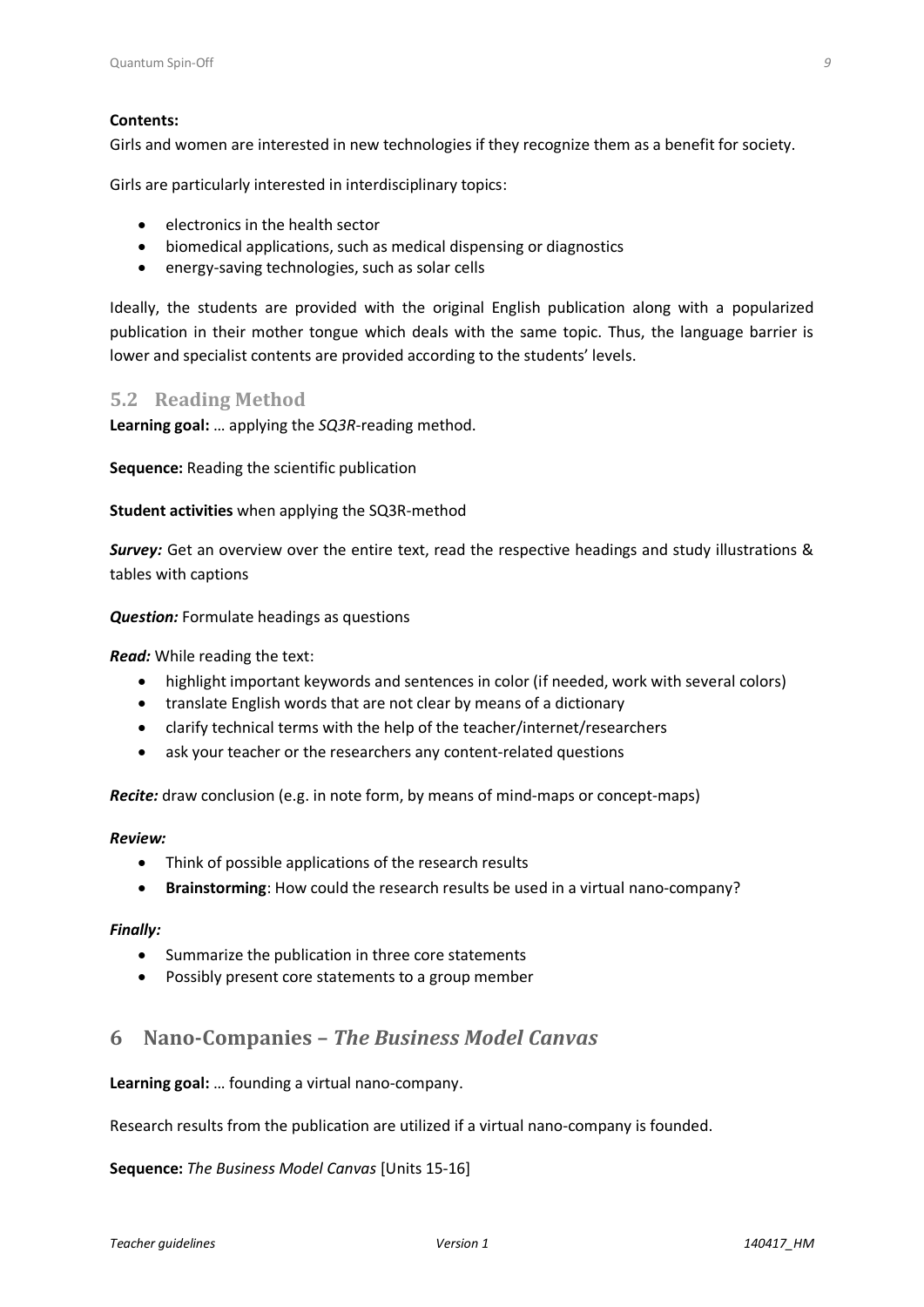**Contents:**
Girls and women are interested in new technologies if they recognize them as a benefit for society.

Girls are particularly interested in interdisciplinary topics:

- electronics in the health sector
- biomedical applications, such as medical dispensing or diagnostics
- energy-saving technologies, such as solar cells

Ideally, the students are provided with the original English publication along with a popularized publication in their mother tongue which deals with the same topic. Thus, the language barrier is lower and specialist contents are provided according to the students' levels.

## 5.2 Reading Method

**Learning goal:** … applying the *SQ3R*-reading method.

**Sequence:** Reading the scientific publication

**Student activities** when applying the SQ3R-method

***Survey:*** Get an overview over the entire text, read the respective headings and study illustrations & tables with captions

***Question:*** Formulate headings as questions

***Read:*** While reading the text:

- highlight important keywords and sentences in color (if needed, work with several colors)
- translate English words that are not clear by means of a dictionary
- clarify technical terms with the help of the teacher/internet/researchers
- ask your teacher or the researchers any content-related questions

***Recite:*** draw conclusion (e.g. in note form, by means of mind-maps or concept-maps)

***Review:***

- Think of possible applications of the research results
- **Brainstorming**: How could the research results be used in a virtual nano-company?

***Finally:***

- Summarize the publication in three core statements
- Possibly present core statements to a group member

# 6 Nano-Companies – *The Business Model Canvas*

**Learning goal:** … founding a virtual nano-company.

Research results from the publication are utilized if a virtual nano-company is founded.

**Sequence:** *The Business Model Canvas* [Units 15-16]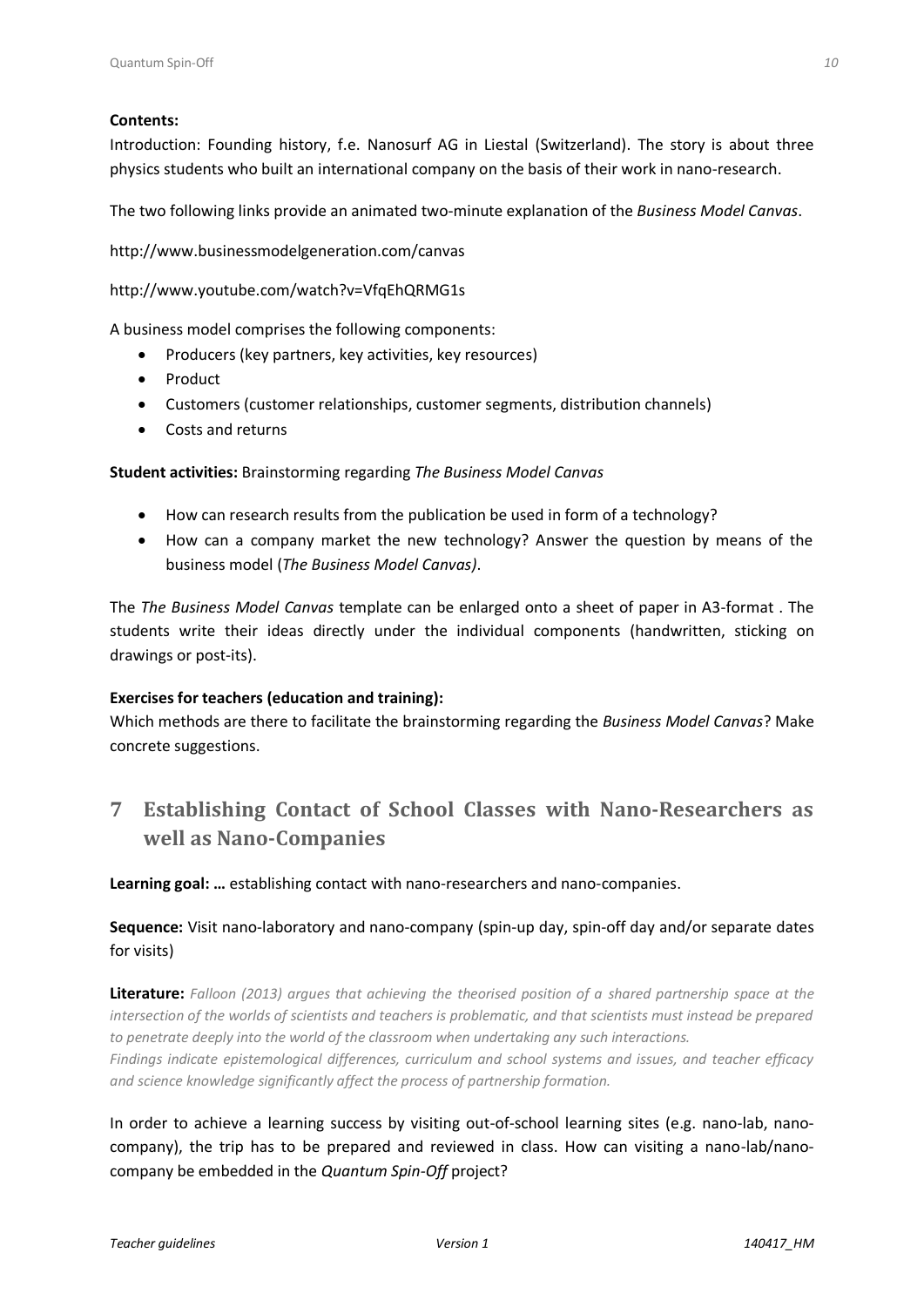**Contents:**

Introduction: Founding history, f.e. Nanosurf AG in Liestal (Switzerland). The story is about three physics students who built an international company on the basis of their work in nano-research.

The two following links provide an animated two-minute explanation of the *Business Model Canvas*.

http://www.businessmodelgeneration.com/canvas

http://www.youtube.com/watch?v=VfqEhQRMG1s

A business model comprises the following components:

- Producers (key partners, key activities, key resources)
- Product
- Customers (customer relationships, customer segments, distribution channels)
- Costs and returns

**Student activities:** Brainstorming regarding *The Business Model Canvas*

- How can research results from the publication be used in form of a technology?
- How can a company market the new technology? Answer the question by means of the business model (*The Business Model Canvas)*.

The *The Business Model Canvas* template can be enlarged onto a sheet of paper in A3-format . The students write their ideas directly under the individual components (handwritten, sticking on drawings or post-its).

**Exercises for teachers (education and training):**

Which methods are there to facilitate the brainstorming regarding the *Business Model Canvas*? Make concrete suggestions.

# 7 Establishing Contact of School Classes with Nano-Researchers as well as Nano-Companies

**Learning goal: …** establishing contact with nano-researchers and nano-companies.

**Sequence:** Visit nano-laboratory and nano-company (spin-up day, spin-off day and/or separate dates for visits)

**Literature:** *Falloon (2013) argues that achieving the theorised position of a shared partnership space at the intersection of the worlds of scientists and teachers is problematic, and that scientists must instead be prepared to penetrate deeply into the world of the classroom when undertaking any such interactions.*
*Findings indicate epistemological differences, curriculum and school systems and issues, and teacher efficacy and science knowledge significantly affect the process of partnership formation.*

In order to achieve a learning success by visiting out-of-school learning sites (e.g. nano-lab, nano-company), the trip has to be prepared and reviewed in class. How can visiting a nano-lab/nano-company be embedded in the *Quantum Spin-Off* project?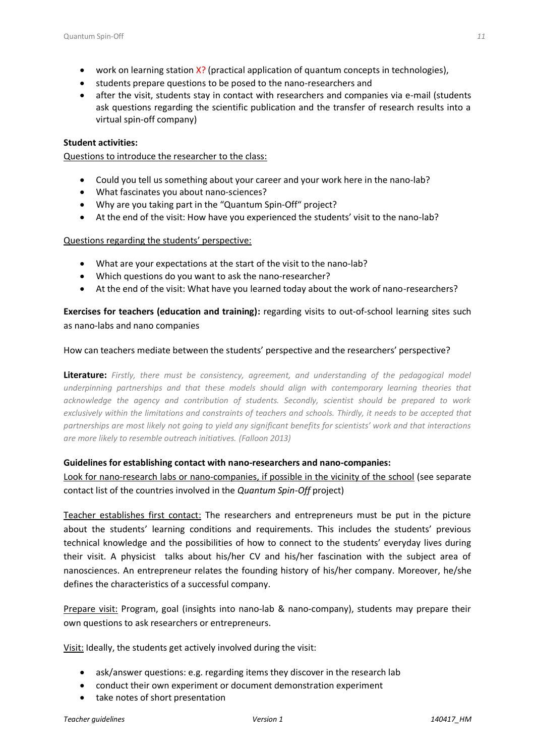- work on learning station X? (practical application of quantum concepts in technologies),
- students prepare questions to be posed to the nano-researchers and
- after the visit, students stay in contact with researchers and companies via e-mail (students ask questions regarding the scientific publication and the transfer of research results into a virtual spin-off company)

**Student activities:**

Questions to introduce the researcher to the class:

- Could you tell us something about your career and your work here in the nano-lab?
- What fascinates you about nano-sciences?
- Why are you taking part in the "Quantum Spin-Off" project?
- At the end of the visit: How have you experienced the students' visit to the nano-lab?

Questions regarding the students' perspective:

- What are your expectations at the start of the visit to the nano-lab?
- Which questions do you want to ask the nano-researcher?
- At the end of the visit: What have you learned today about the work of nano-researchers?

**Exercises for teachers (education and training):** regarding visits to out-of-school learning sites such as nano-labs and nano companies

How can teachers mediate between the students' perspective and the researchers' perspective?

**Literature:** *Firstly, there must be consistency, agreement, and understanding of the pedagogical model underpinning partnerships and that these models should align with contemporary learning theories that acknowledge the agency and contribution of students. Secondly, scientist should be prepared to work exclusively within the limitations and constraints of teachers and schools. Thirdly, it needs to be accepted that partnerships are most likely not going to yield any significant benefits for scientists' work and that interactions are more likely to resemble outreach initiatives. (Falloon 2013)*

**Guidelines for establishing contact with nano-researchers and nano-companies:**

Look for nano-research labs or nano-companies, if possible in the vicinity of the school (see separate contact list of the countries involved in the *Quantum Spin-Off* project)

Teacher establishes first contact: The researchers and entrepreneurs must be put in the picture about the students' learning conditions and requirements. This includes the students' previous technical knowledge and the possibilities of how to connect to the students' everyday lives during their visit. A physicist talks about his/her CV and his/her fascination with the subject area of nanosciences. An entrepreneur relates the founding history of his/her company. Moreover, he/she defines the characteristics of a successful company.

Prepare visit: Program, goal (insights into nano-lab & nano-company), students may prepare their own questions to ask researchers or entrepreneurs.

Visit: Ideally, the students get actively involved during the visit:

- ask/answer questions: e.g. regarding items they discover in the research lab
- conduct their own experiment or document demonstration experiment
- take notes of short presentation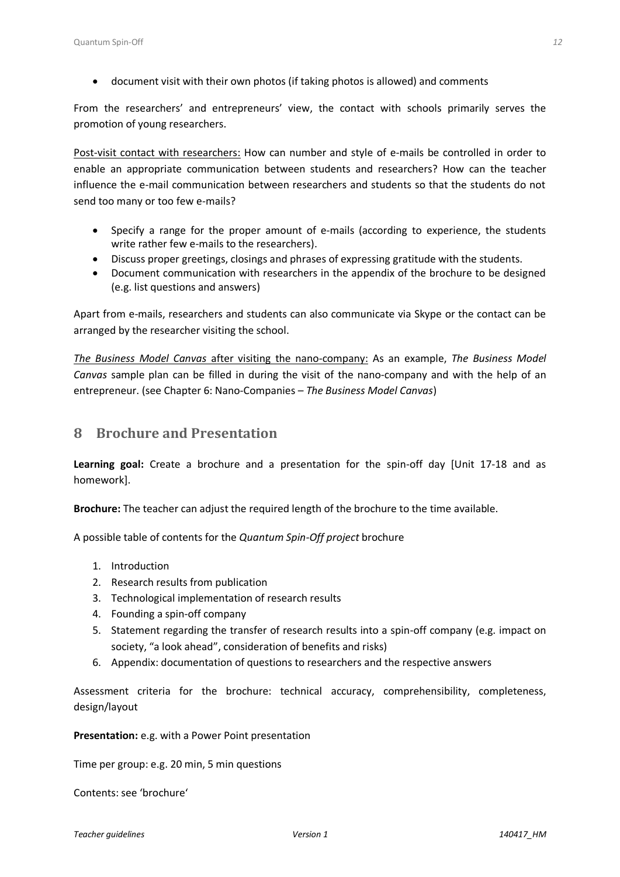- document visit with their own photos (if taking photos is allowed) and comments

From the researchers' and entrepreneurs' view, the contact with schools primarily serves the promotion of young researchers.

Post-visit contact with researchers: How can number and style of e-mails be controlled in order to enable an appropriate communication between students and researchers? How can the teacher influence the e-mail communication between researchers and students so that the students do not send too many or too few e-mails?

- Specify a range for the proper amount of e-mails (according to experience, the students write rather few e-mails to the researchers).
- Discuss proper greetings, closings and phrases of expressing gratitude with the students.
- Document communication with researchers in the appendix of the brochure to be designed (e.g. list questions and answers)

Apart from e-mails, researchers and students can also communicate via Skype or the contact can be arranged by the researcher visiting the school.

*The Business Model Canvas* after visiting the nano-company: As an example, *The Business Model Canvas* sample plan can be filled in during the visit of the nano-company and with the help of an entrepreneur. (see Chapter 6: Nano-Companies – *The Business Model Canvas*)

## 8 Brochure and Presentation

**Learning goal:** Create a brochure and a presentation for the spin-off day [Unit 17-18 and as homework].

**Brochure:** The teacher can adjust the required length of the brochure to the time available.

A possible table of contents for the *Quantum Spin-Off project* brochure

1. Introduction
2. Research results from publication
3. Technological implementation of research results
4. Founding a spin-off company
5. Statement regarding the transfer of research results into a spin-off company (e.g. impact on society, "a look ahead", consideration of benefits and risks)
6. Appendix: documentation of questions to researchers and the respective answers

Assessment criteria for the brochure: technical accuracy, comprehensibility, completeness, design/layout

**Presentation:** e.g. with a Power Point presentation

Time per group: e.g. 20 min, 5 min questions

Contents: see 'brochure'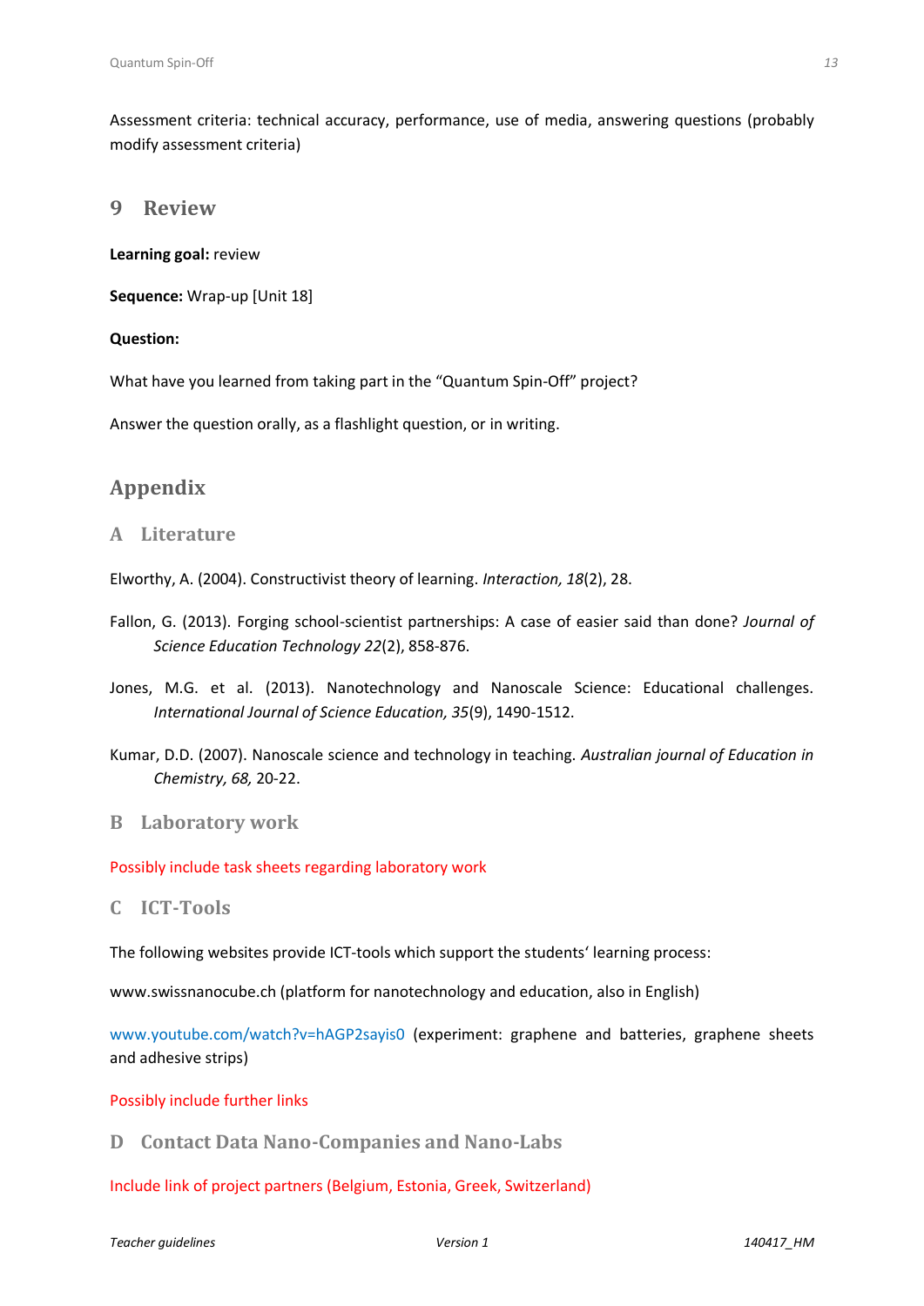Assessment criteria: technical accuracy, performance, use of media, answering questions (probably modify assessment criteria)

## 9 Review

**Learning goal:** review

**Sequence:** Wrap-up [Unit 18]

**Question:**

What have you learned from taking part in the "Quantum Spin-Off" project?

Answer the question orally, as a flashlight question, or in writing.

# Appendix

## A Literature

Elworthy, A. (2004). Constructivist theory of learning. *Interaction, 18*(2), 28.

Fallon, G. (2013). Forging school-scientist partnerships: A case of easier said than done? *Journal of Science Education Technology 22*(2), 858-876.

Jones, M.G. et al. (2013). Nanotechnology and Nanoscale Science: Educational challenges. *International Journal of Science Education, 35*(9), 1490-1512.

Kumar, D.D. (2007). Nanoscale science and technology in teaching. *Australian journal of Education in Chemistry, 68,* 20-22.

## B Laboratory work

Possibly include task sheets regarding laboratory work

## C ICT-Tools

The following websites provide ICT-tools which support the students' learning process:

www.swissnanocube.ch (platform for nanotechnology and education, also in English)

www.youtube.com/watch?v=hAGP2sayis0 (experiment: graphene and batteries, graphene sheets and adhesive strips)

Possibly include further links

## D Contact Data Nano-Companies and Nano-Labs

Include link of project partners (Belgium, Estonia, Greek, Switzerland)